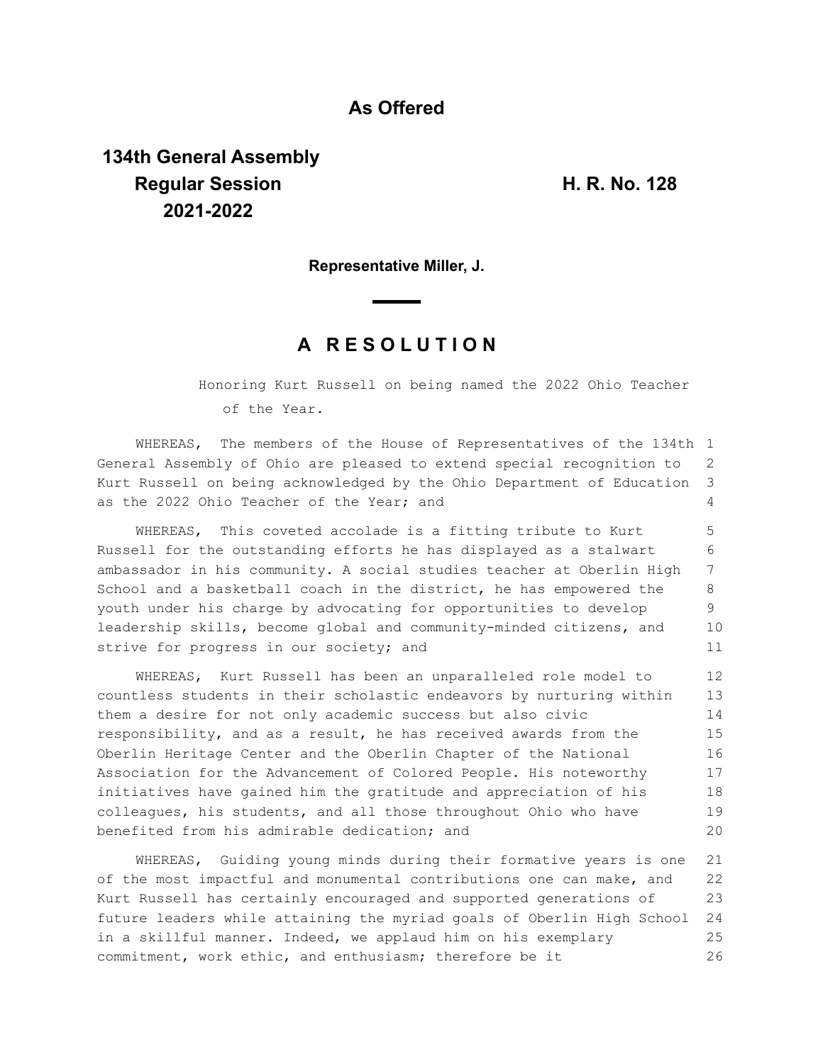**As Offered**

**134th General Assembly**
**Regular Session**
**2021-2022**

**H. R. No. 128**

**Representative Miller, J.**

# A RESOLUTION

Honoring Kurt Russell on being named the 2022 Ohio Teacher of the Year.

WHEREAS, The members of the House of Representatives of the 134th General Assembly of Ohio are pleased to extend special recognition to Kurt Russell on being acknowledged by the Ohio Department of Education as the 2022 Ohio Teacher of the Year; and

WHEREAS, This coveted accolade is a fitting tribute to Kurt Russell for the outstanding efforts he has displayed as a stalwart ambassador in his community. A social studies teacher at Oberlin High School and a basketball coach in the district, he has empowered the youth under his charge by advocating for opportunities to develop leadership skills, become global and community-minded citizens, and strive for progress in our society; and

WHEREAS, Kurt Russell has been an unparalleled role model to countless students in their scholastic endeavors by nurturing within them a desire for not only academic success but also civic responsibility, and as a result, he has received awards from the Oberlin Heritage Center and the Oberlin Chapter of the National Association for the Advancement of Colored People. His noteworthy initiatives have gained him the gratitude and appreciation of his colleagues, his students, and all those throughout Ohio who have benefited from his admirable dedication; and

WHEREAS, Guiding young minds during their formative years is one of the most impactful and monumental contributions one can make, and Kurt Russell has certainly encouraged and supported generations of future leaders while attaining the myriad goals of Oberlin High School in a skillful manner. Indeed, we applaud him on his exemplary commitment, work ethic, and enthusiasm; therefore be it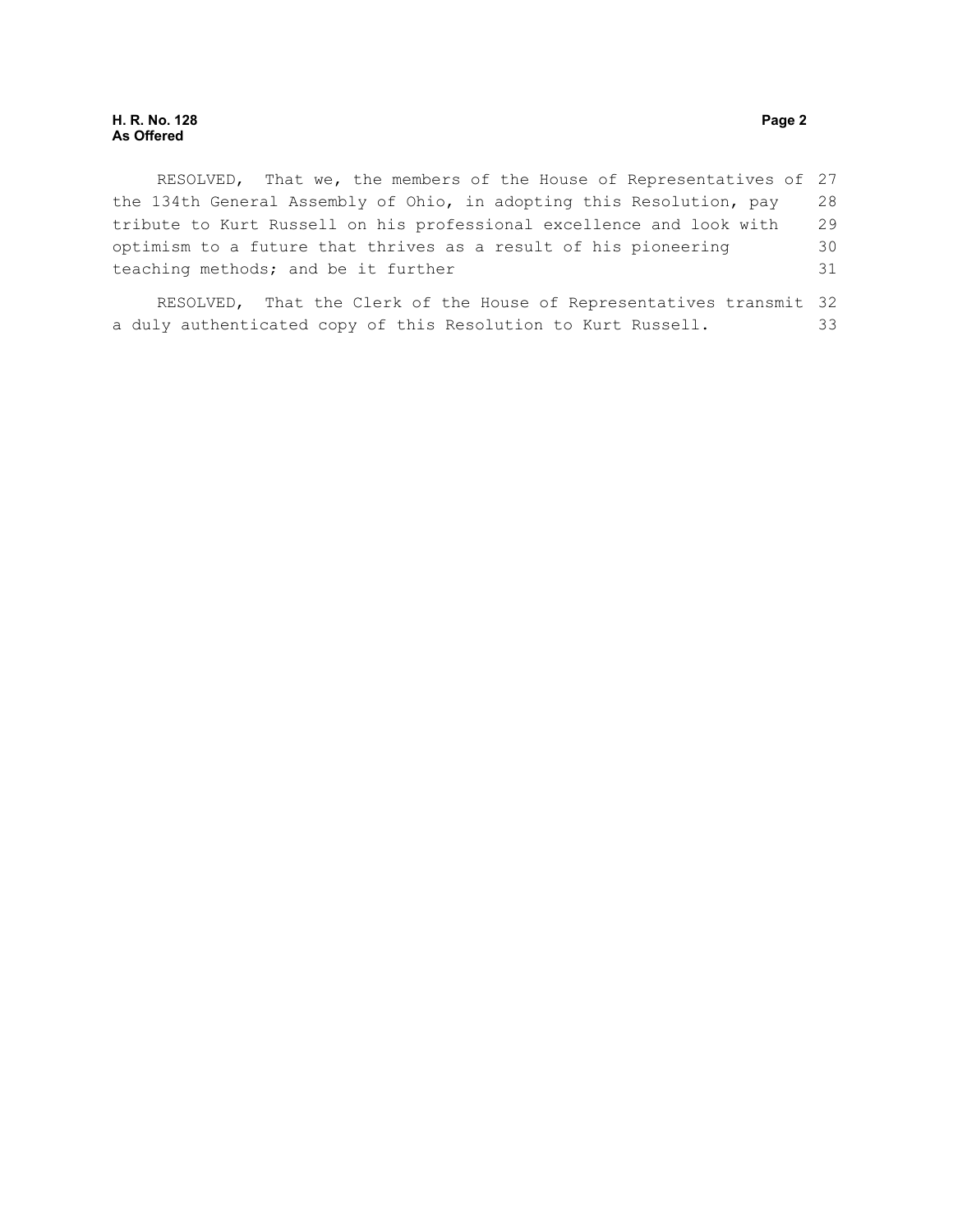RESOLVED, That we, the members of the House of Representatives of the 134th General Assembly of Ohio, in adopting this Resolution, pay tribute to Kurt Russell on his professional excellence and look with optimism to a future that thrives as a result of his pioneering teaching methods; and be it further

RESOLVED, That the Clerk of the House of Representatives transmit a duly authenticated copy of this Resolution to Kurt Russell.